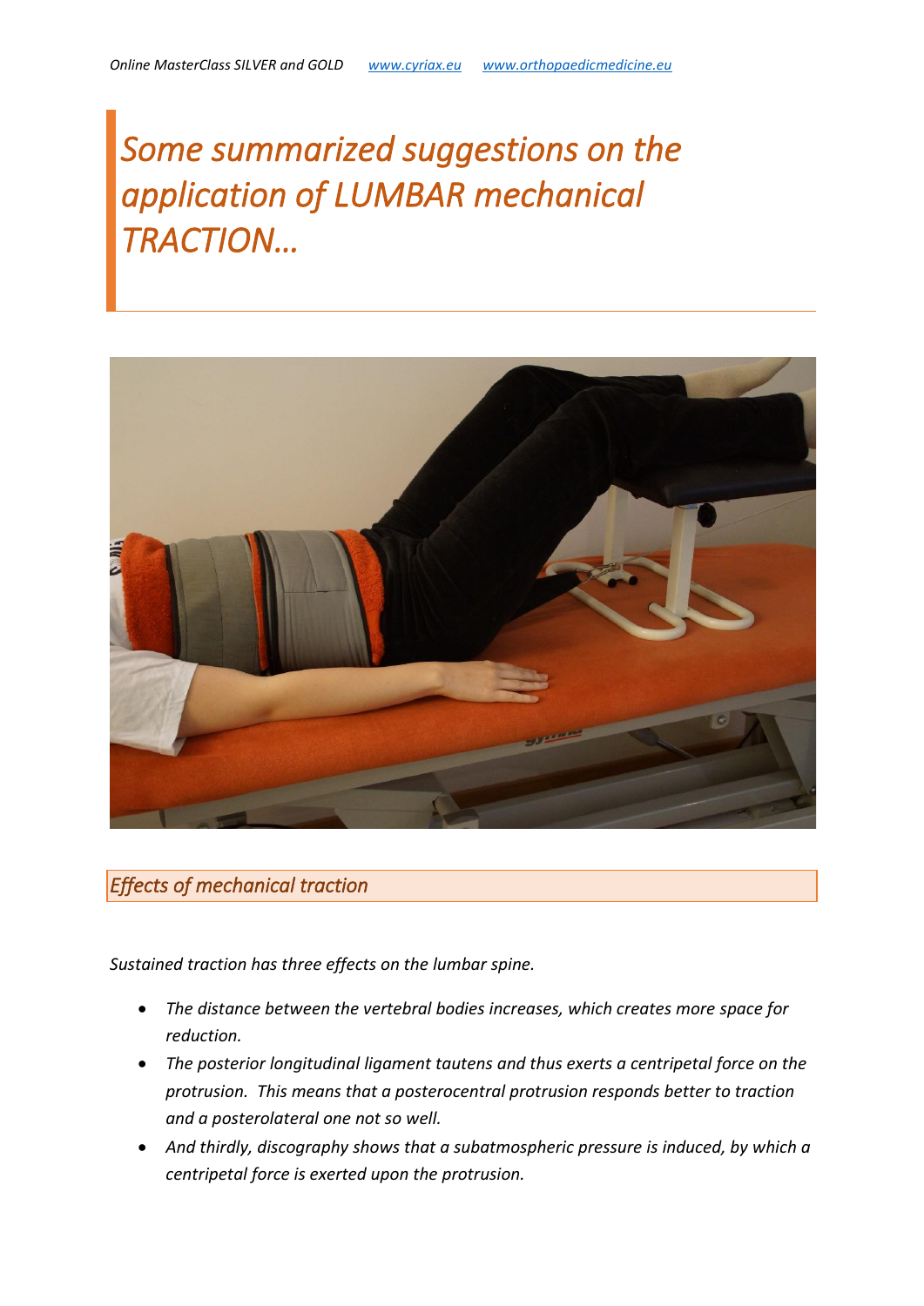# *Some summarized suggestions on the application of LUMBAR mechanical TRACTION…*

## *Effects of mechanical traction*

*Sustained traction has three effects on the lumbar spine.*

- *The distance between the vertebral bodies increases, which creates more space for reduction.*
- *The posterior longitudinal ligament tautens and thus exerts a centripetal force on the protrusion. This means that a posterocentral protrusion responds better to traction and a posterolateral one not so well.*
- *And thirdly, discography shows that a subatmospheric pressure is induced, by which a centripetal force is exerted upon the protrusion.*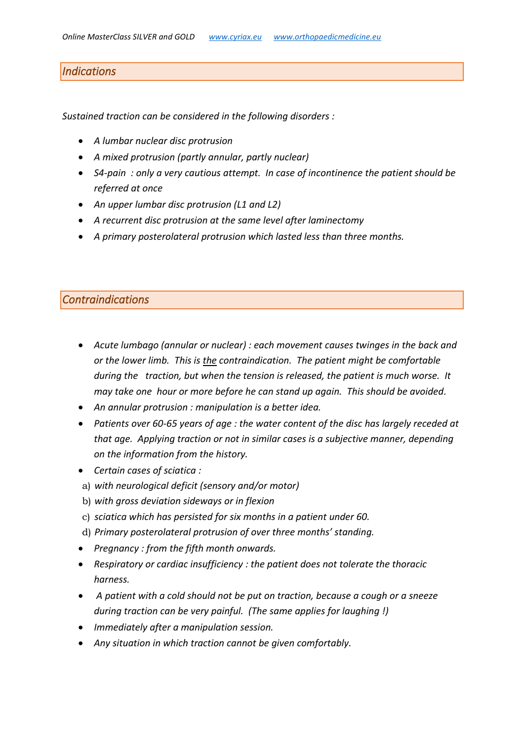## *Indications*

*Sustained traction can be considered in the following disorders :*

- *A lumbar nuclear disc protrusion*
- *A mixed protrusion (partly annular, partly nuclear)*
- *S4-pain : only a very cautious attempt. In case of incontinence the patient should be referred at once*
- *An upper lumbar disc protrusion (L1 and L2)*
- *A recurrent disc protrusion at the same level after laminectomy*
- *A primary posterolateral protrusion which lasted less than three months.*

## *Contraindications*

- *Acute lumbago (annular or nuclear) : each movement causes twinges in the back and or the lower limb. This is <u>the</u> contraindication. The patient might be comfortable during the traction, but when the tension is released, the patient is much worse. It may take one hour or more before he can stand up again. This should be avoided.*
- *An annular protrusion : manipulation is a better idea.*
- *Patients over 60-65 years of age : the water content of the disc has largely receded at that age. Applying traction or not in similar cases is a subjective manner, depending on the information from the history.*
- *Certain cases of sciatica :*
  a) *with neurological deficit (sensory and/or motor)*
  b) *with gross deviation sideways or in flexion*
  c) *sciatica which has persisted for six months in a patient under 60.*
  d) *Primary posterolateral protrusion of over three months' standing.*
- *Pregnancy : from the fifth month onwards.*
- *Respiratory or cardiac insufficiency : the patient does not tolerate the thoracic harness.*
- *A patient with a cold should not be put on traction, because a cough or a sneeze during traction can be very painful. (The same applies for laughing !)*
- *Immediately after a manipulation session.*
- *Any situation in which traction cannot be given comfortably.*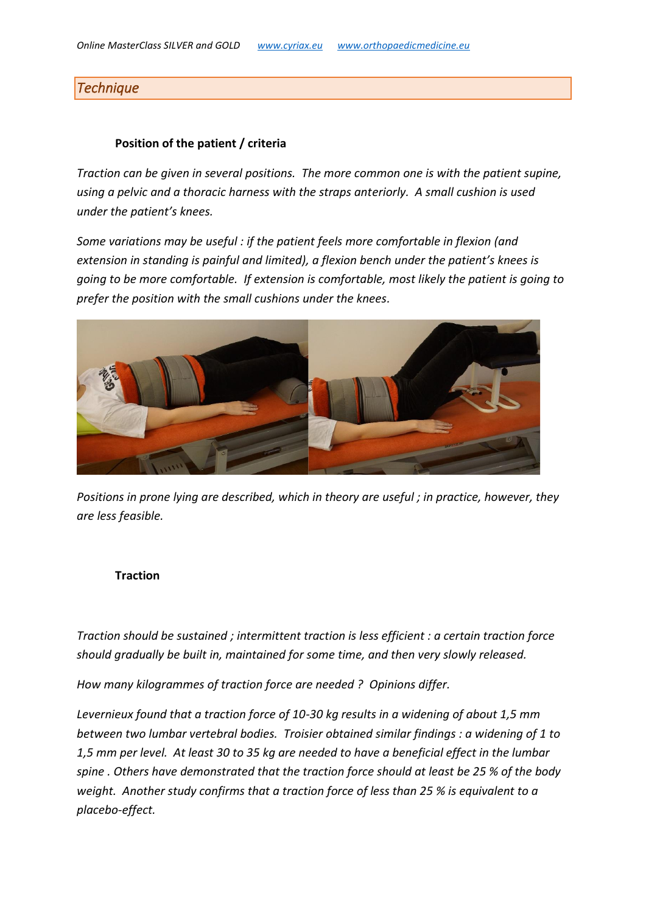## *Technique*

### Position of the patient / criteria

*Traction can be given in several positions. The more common one is with the patient supine, using a pelvic and a thoracic harness with the straps anteriorly. A small cushion is used under the patient's knees.*

*Some variations may be useful : if the patient feels more comfortable in flexion (and extension in standing is painful and limited), a flexion bench under the patient's knees is going to be more comfortable. If extension is comfortable, most likely the patient is going to prefer the position with the small cushions under the knees.*

*Positions in prone lying are described, which in theory are useful ; in practice, however, they are less feasible.*

### Traction

*Traction should be sustained ; intermittent traction is less efficient : a certain traction force should gradually be built in, maintained for some time, and then very slowly released.*

*How many kilogrammes of traction force are needed ? Opinions differ.*

*Levernieux found that a traction force of 10-30 kg results in a widening of about 1,5 mm between two lumbar vertebral bodies. Troisier obtained similar findings : a widening of 1 to 1,5 mm per level. At least 30 to 35 kg are needed to have a beneficial effect in the lumbar spine . Others have demonstrated that the traction force should at least be 25 % of the body weight. Another study confirms that a traction force of less than 25 % is equivalent to a placebo-effect.*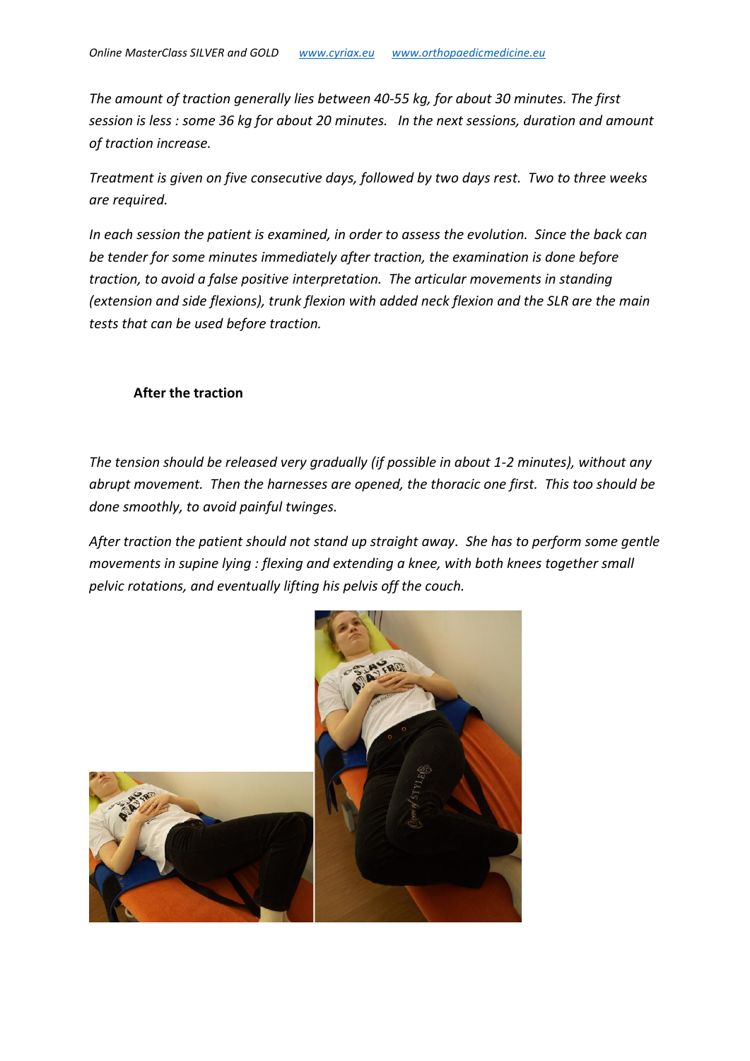*The amount of traction generally lies between 40-55 kg, for about 30 minutes. The first session is less : some 36 kg for about 20 minutes. In the next sessions, duration and amount of traction increase.*

*Treatment is given on five consecutive days, followed by two days rest. Two to three weeks are required.*

*In each session the patient is examined, in order to assess the evolution. Since the back can be tender for some minutes immediately after traction, the examination is done before traction, to avoid a false positive interpretation. The articular movements in standing (extension and side flexions), trunk flexion with added neck flexion and the SLR are the main tests that can be used before traction.*

**After the traction**

*The tension should be released very gradually (if possible in about 1-2 minutes), without any abrupt movement. Then the harnesses are opened, the thoracic one first. This too should be done smoothly, to avoid painful twinges.*

*After traction the patient should not stand up straight away. She has to perform some gentle movements in supine lying : flexing and extending a knee, with both knees together small pelvic rotations, and eventually lifting his pelvis off the couch.*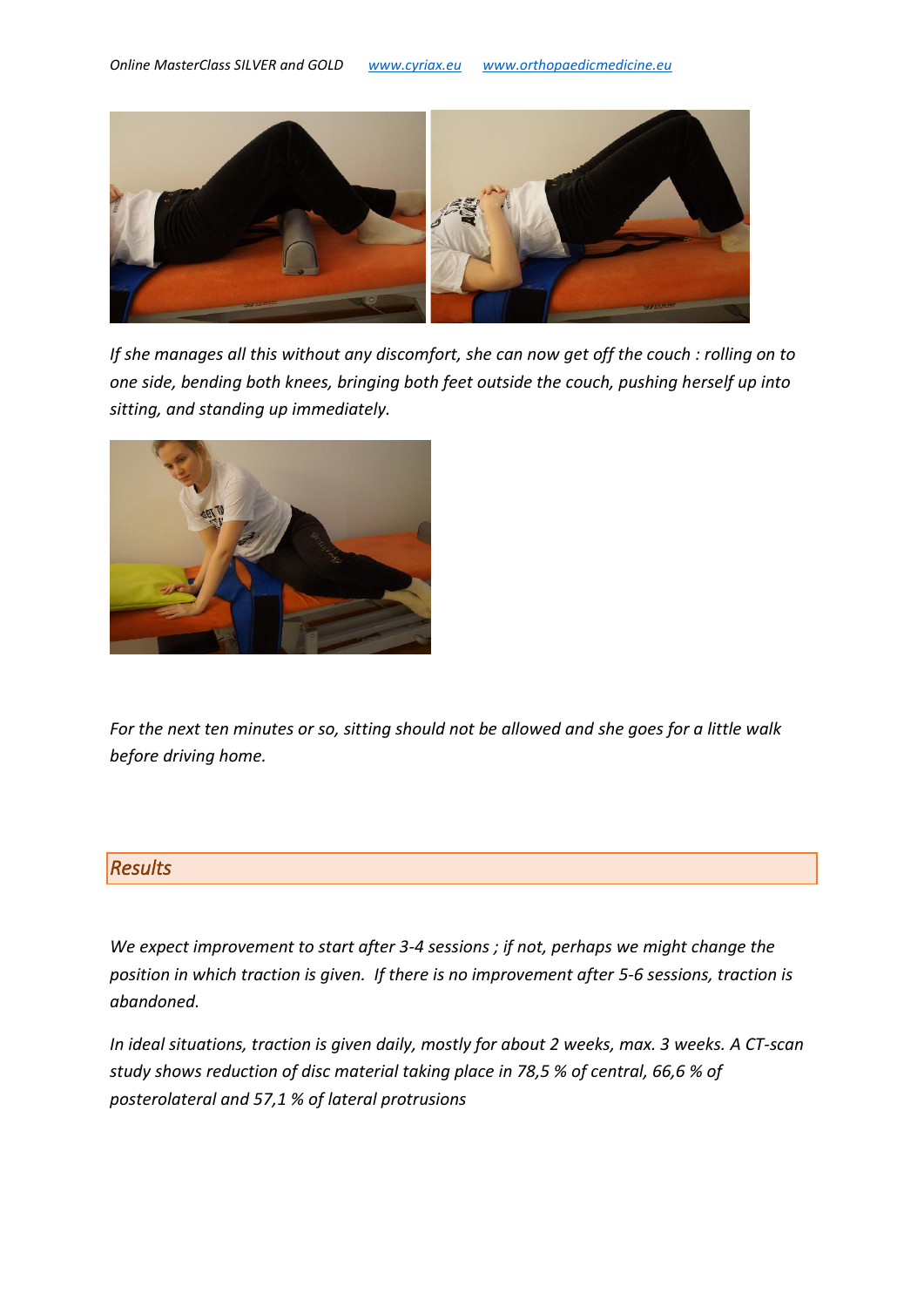*If she manages all this without any discomfort, she can now get off the couch : rolling on to one side, bending both knees, bringing both feet outside the couch, pushing herself up into sitting, and standing up immediately.*

*For the next ten minutes or so, sitting should not be allowed and she goes for a little walk before driving home.*

## *Results*

*We expect improvement to start after 3-4 sessions ; if not, perhaps we might change the position in which traction is given.  If there is no improvement after 5-6 sessions, traction is abandoned.*

*In ideal situations, traction is given daily, mostly for about 2 weeks, max. 3 weeks. A CT-scan study shows reduction of disc material taking place in 78,5 % of central, 66,6 % of posterolateral and 57,1 % of lateral protrusions*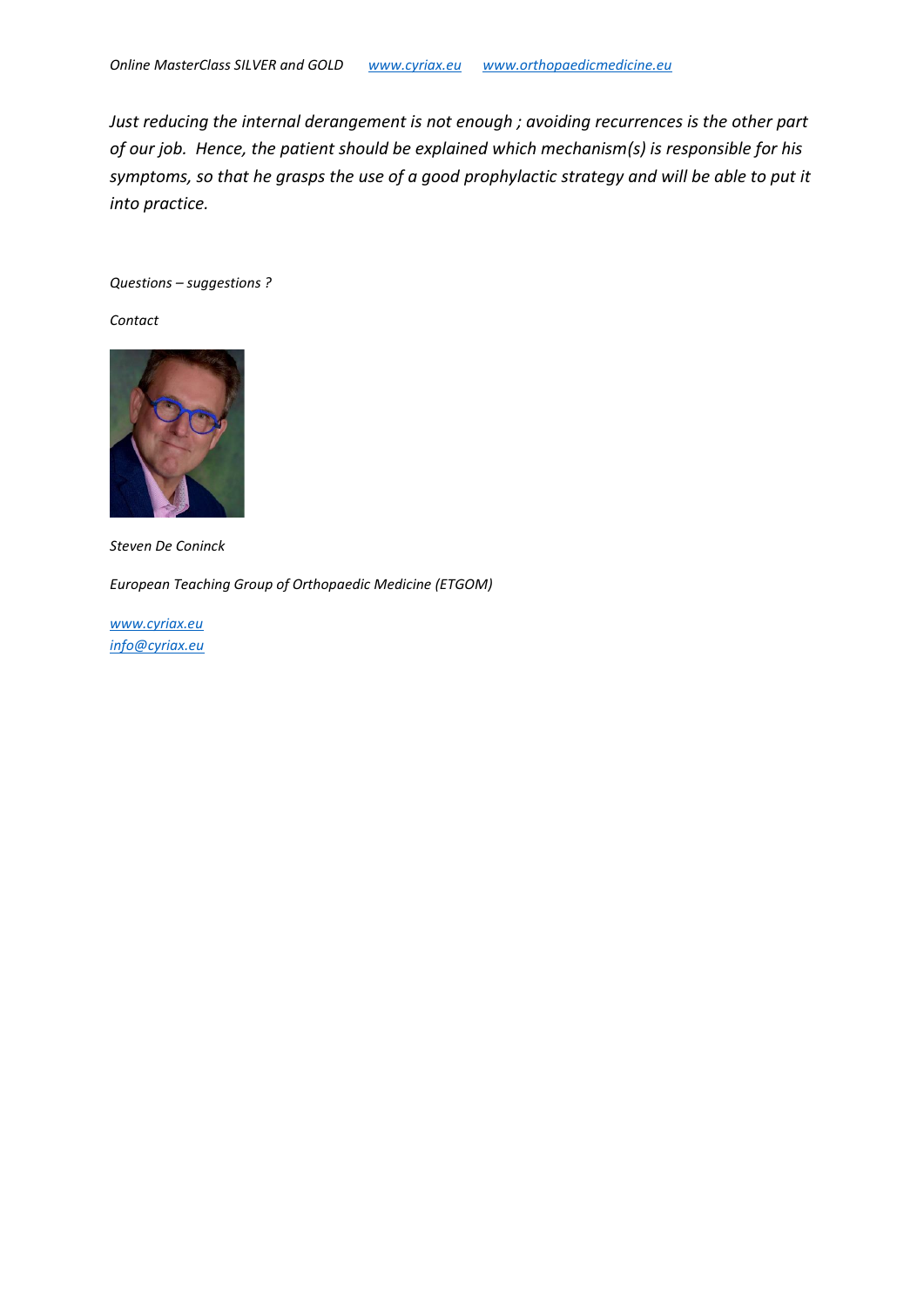*Just reducing the internal derangement is not enough ; avoiding recurrences is the other part of our job. Hence, the patient should be explained which mechanism(s) is responsible for his symptoms, so that he grasps the use of a good prophylactic strategy and will be able to put it into practice.*

*Questions – suggestions ?*

*Contact*

*Steven De Coninck*

*European Teaching Group of Orthopaedic Medicine (ETGOM)*

*www.cyriax.eu*
*info@cyriax.eu*